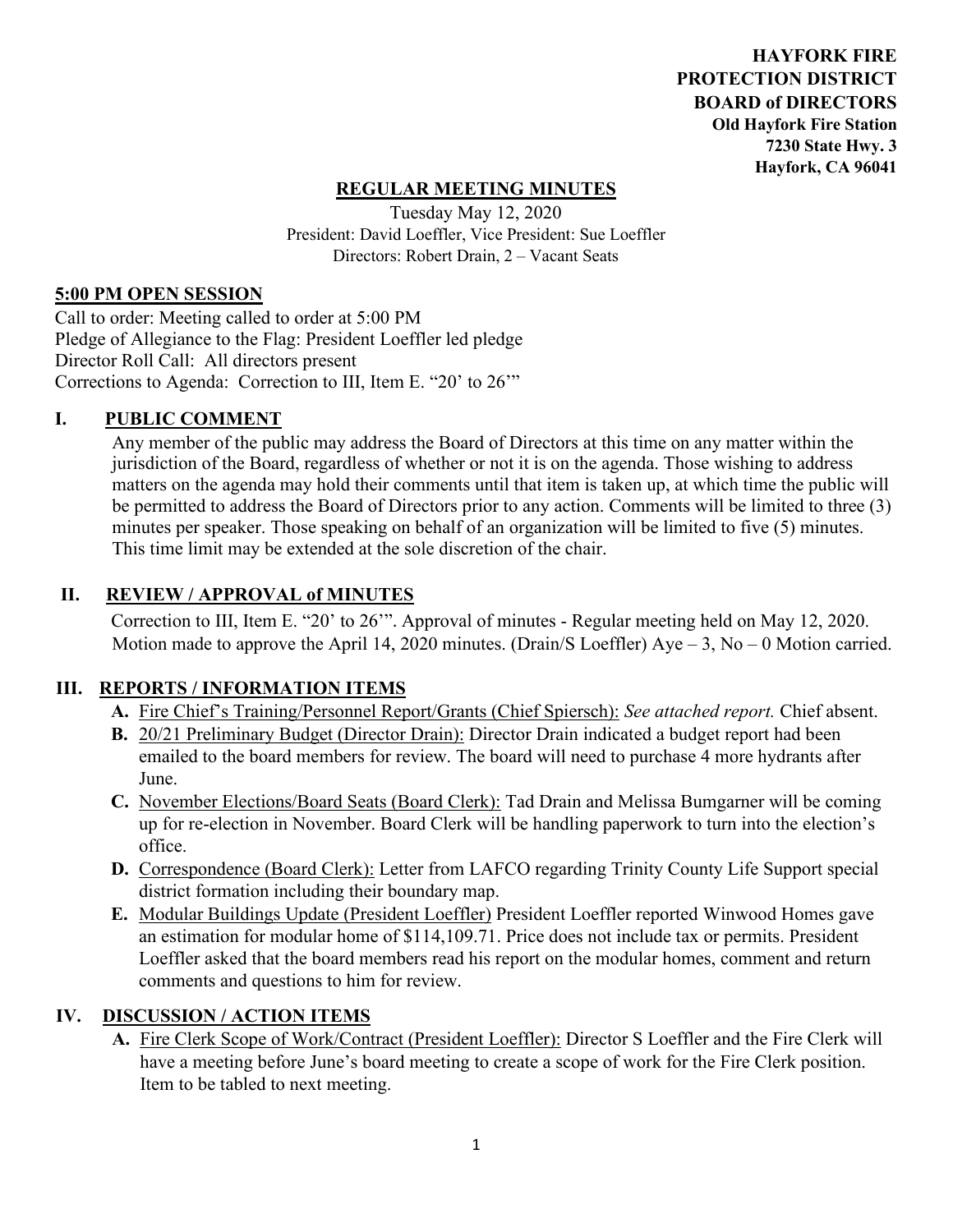**HAYFORK FIRE**
**PROTECTION DISTRICT**
**BOARD of DIRECTORS**
**Old Hayfork Fire Station**
**7230 State Hwy. 3**
**Hayfork, CA 96041**

## REGULAR MEETING MINUTES

Tuesday May 12, 2020
President: David Loeffler, Vice President: Sue Loeffler
Directors: Robert Drain, 2 – Vacant Seats

### 5:00 PM OPEN SESSION

Call to order: Meeting called to order at 5:00 PM
Pledge of Allegiance to the Flag: President Loeffler led pledge
Director Roll Call: All directors present
Corrections to Agenda: Correction to III, Item E. "20' to 26'"

### I. PUBLIC COMMENT

Any member of the public may address the Board of Directors at this time on any matter within the jurisdiction of the Board, regardless of whether or not it is on the agenda. Those wishing to address matters on the agenda may hold their comments until that item is taken up, at which time the public will be permitted to address the Board of Directors prior to any action. Comments will be limited to three (3) minutes per speaker. Those speaking on behalf of an organization will be limited to five (5) minutes. This time limit may be extended at the sole discretion of the chair.

### II. REVIEW / APPROVAL of MINUTES

Correction to III, Item E. "20' to 26'". Approval of minutes - Regular meeting held on May 12, 2020. Motion made to approve the April 14, 2020 minutes. (Drain/S Loeffler) Aye – 3, No – 0 Motion carried.

### III. REPORTS / INFORMATION ITEMS

- **A.** Fire Chief's Training/Personnel Report/Grants (Chief Spiersch): *See attached report.* Chief absent.
- **B.** 20/21 Preliminary Budget (Director Drain): Director Drain indicated a budget report had been emailed to the board members for review. The board will need to purchase 4 more hydrants after June.
- **C.** November Elections/Board Seats (Board Clerk): Tad Drain and Melissa Bumgarner will be coming up for re-election in November. Board Clerk will be handling paperwork to turn into the election's office.
- **D.** Correspondence (Board Clerk): Letter from LAFCO regarding Trinity County Life Support special district formation including their boundary map.
- **E.** Modular Buildings Update (President Loeffler) President Loeffler reported Winwood Homes gave an estimation for modular home of $114,109.71. Price does not include tax or permits. President Loeffler asked that the board members read his report on the modular homes, comment and return comments and questions to him for review.

### IV. DISCUSSION / ACTION ITEMS

- **A.** Fire Clerk Scope of Work/Contract (President Loeffler): Director S Loeffler and the Fire Clerk will have a meeting before June's board meeting to create a scope of work for the Fire Clerk position. Item to be tabled to next meeting.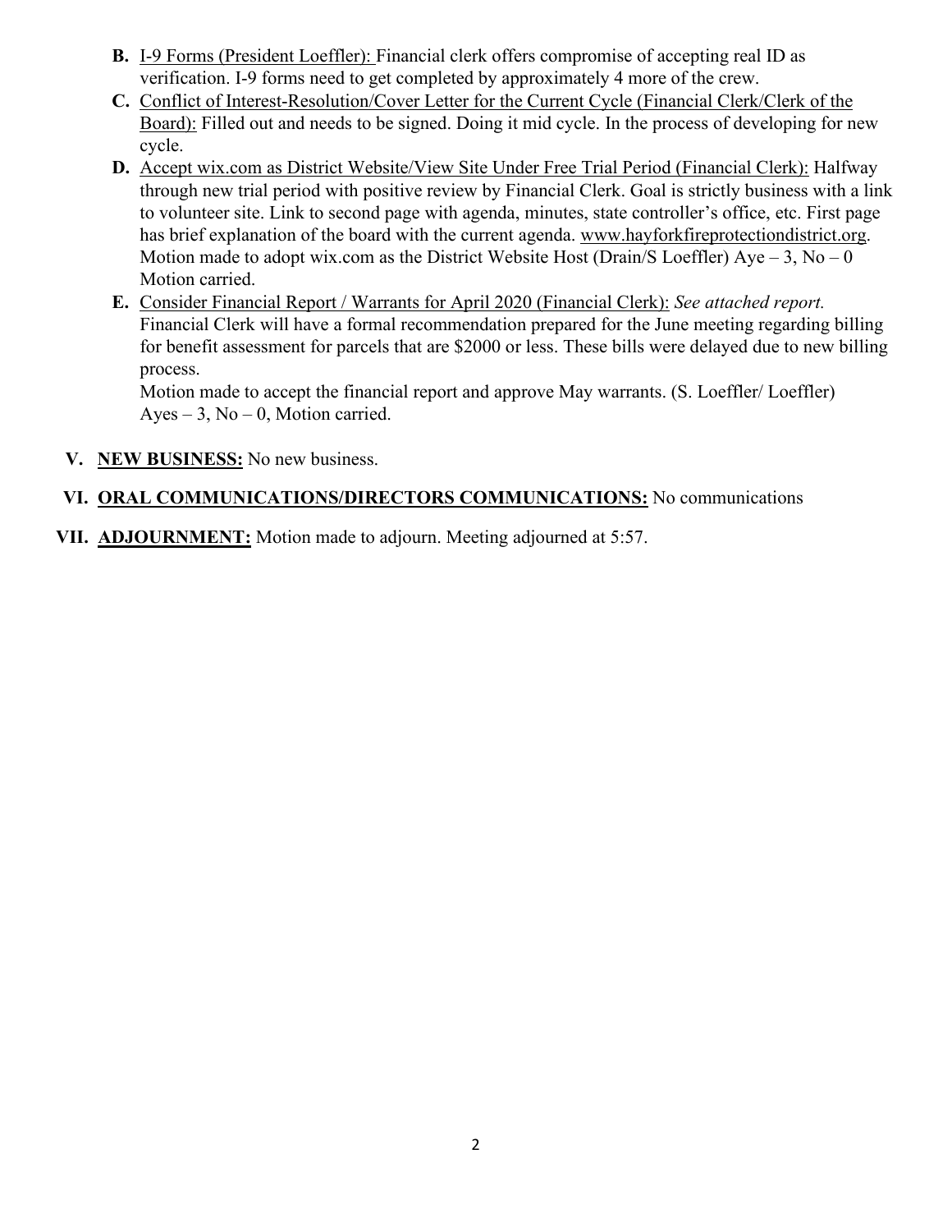**B.** I-9 Forms (President Loeffler): Financial clerk offers compromise of accepting real ID as verification. I-9 forms need to get completed by approximately 4 more of the crew.

**C.** Conflict of Interest-Resolution/Cover Letter for the Current Cycle (Financial Clerk/Clerk of the Board): Filled out and needs to be signed. Doing it mid cycle. In the process of developing for new cycle.

**D.** Accept wix.com as District Website/View Site Under Free Trial Period (Financial Clerk): Halfway through new trial period with positive review by Financial Clerk. Goal is strictly business with a link to volunteer site. Link to second page with agenda, minutes, state controller's office, etc. First page has brief explanation of the board with the current agenda. www.hayforkfireprotectiondistrict.org. Motion made to adopt wix.com as the District Website Host (Drain/S Loeffler) Aye – 3, No – 0 Motion carried.

**E.** Consider Financial Report / Warrants for April 2020 (Financial Clerk): *See attached report.* Financial Clerk will have a formal recommendation prepared for the June meeting regarding billing for benefit assessment for parcels that are $2000 or less. These bills were delayed due to new billing process.
Motion made to accept the financial report and approve May warrants. (S. Loeffler/ Loeffler) Ayes – 3, No – 0, Motion carried.

**V. NEW BUSINESS:** No new business.

**VI. ORAL COMMUNICATIONS/DIRECTORS COMMUNICATIONS:** No communications

**VII. ADJOURNMENT:** Motion made to adjourn. Meeting adjourned at 5:57.